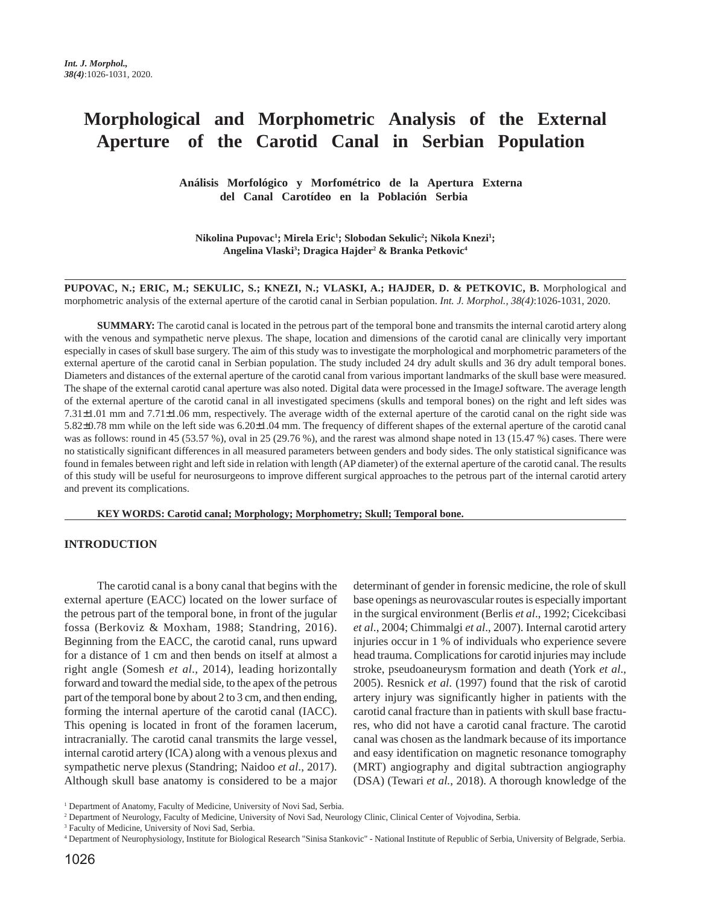# Morphological and Morphometric Analysis of the External Aperture of the Carotid Canal in Serbian Population

## Análisis Morfológico y Morfométrico de la Apertura Externa del Canal Carotídeo en la Población Serbia

**Nikolina Pupovac[1]; Mirela Eric[1]; Slobodan Sekulic[2]; Nikola Knezi[1]; Angelina Vlaski[3]; Dragica Hajder[2] & Branka Petkovic[4]**

**PUPOVAC, N.; ERIC, M.; SEKULIC, S.; KNEZI, N.; VLASKI, A.; HAJDER, D. & PETKOVIC, B.** Morphological and morphometric analysis of the external aperture of the carotid canal in Serbian population. *Int. J. Morphol., 38(4)*:1026-1031, 2020.

**SUMMARY:** The carotid canal is located in the petrous part of the temporal bone and transmits the internal carotid artery along with the venous and sympathetic nerve plexus. The shape, location and dimensions of the carotid canal are clinically very important especially in cases of skull base surgery. The aim of this study was to investigate the morphological and morphometric parameters of the external aperture of the carotid canal in Serbian population. The study included 24 dry adult skulls and 36 dry adult temporal bones. Diameters and distances of the external aperture of the carotid canal from various important landmarks of the skull base were measured. The shape of the external carotid canal aperture was also noted. Digital data were processed in the ImageJ software. The average length of the external aperture of the carotid canal in all investigated specimens (skulls and temporal bones) on the right and left sides was 7.31±1.01 mm and 7.71±1.06 mm, respectively. The average width of the external aperture of the carotid canal on the right side was 5.82±0.78 mm while on the left side was 6.20±1.04 mm. The frequency of different shapes of the external aperture of the carotid canal was as follows: round in 45 (53.57 %), oval in 25 (29.76 %), and the rarest was almond shape noted in 13 (15.47 %) cases. There were no statistically significant differences in all measured parameters between genders and body sides. The only statistical significance was found in females between right and left side in relation with length (AP diameter) of the external aperture of the carotid canal. The results of this study will be useful for neurosurgeons to improve different surgical approaches to the petrous part of the internal carotid artery and prevent its complications.

**KEY WORDS: Carotid canal; Morphology; Morphometry; Skull; Temporal bone.**

## INTRODUCTION

The carotid canal is a bony canal that begins with the external aperture (EACC) located on the lower surface of the petrous part of the temporal bone, in front of the jugular fossa (Berkoviz & Moxham, 1988; Standring, 2016). Beginning from the EACC, the carotid canal, runs upward for a distance of 1 cm and then bends on itself at almost a right angle (Somesh *et al*., 2014), leading horizontally forward and toward the medial side, to the apex of the petrous part of the temporal bone by about 2 to 3 cm, and then ending, forming the internal aperture of the carotid canal (IACC). This opening is located in front of the foramen lacerum, intracranially. The carotid canal transmits the large vessel, internal carotid artery (ICA) along with a venous plexus and sympathetic nerve plexus (Standring; Naidoo *et al*., 2017). Although skull base anatomy is considered to be a major determinant of gender in forensic medicine, the role of skull base openings as neurovascular routes is especially important in the surgical environment (Berlis *et al*., 1992; Cicekcibasi *et al*., 2004; Chimmalgi *et al*., 2007). Internal carotid artery injuries occur in 1 % of individuals who experience severe head trauma. Complications for carotid injuries may include stroke, pseudoaneurysm formation and death (York *et al*., 2005). Resnick *et al*. (1997) found that the risk of carotid artery injury was significantly higher in patients with the carotid canal fracture than in patients with skull base fractures, who did not have a carotid canal fracture. The carotid canal was chosen as the landmark because of its importance and easy identification on magnetic resonance tomography (MRT) angiography and digital subtraction angiography (DSA) (Tewari *et al*., 2018). A thorough knowledge of the

[1] Department of Anatomy, Faculty of Medicine, University of Novi Sad, Serbia.
[2] Department of Neurology, Faculty of Medicine, University of Novi Sad, Neurology Clinic, Clinical Center of Vojvodina, Serbia.
[3] Faculty of Medicine, University of Novi Sad, Serbia.
[4] Department of Neurophysiology, Institute for Biological Research "Sinisa Stankovic" - National Institute of Republic of Serbia, University of Belgrade, Serbia.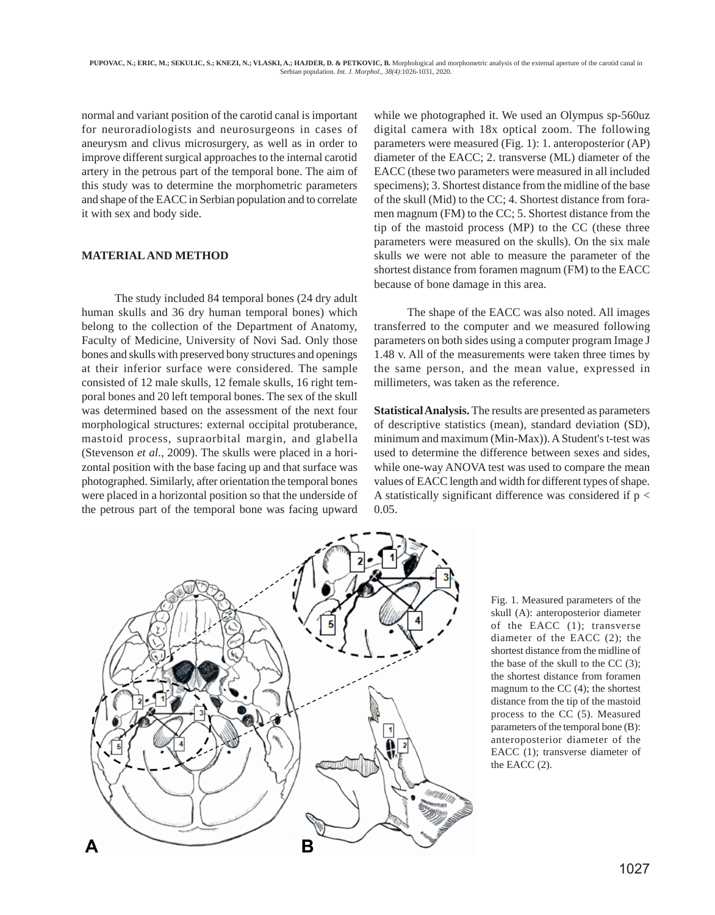normal and variant position of the carotid canal is important for neuroradiologists and neurosurgeons in cases of aneurysm and clivus microsurgery, as well as in order to improve different surgical approaches to the internal carotid artery in the petrous part of the temporal bone. The aim of this study was to determine the morphometric parameters and shape of the EACC in Serbian population and to correlate it with sex and body side.

## MATERIAL AND METHOD

The study included 84 temporal bones (24 dry adult human skulls and 36 dry human temporal bones) which belong to the collection of the Department of Anatomy, Faculty of Medicine, University of Novi Sad. Only those bones and skulls with preserved bony structures and openings at their inferior surface were considered. The sample consisted of 12 male skulls, 12 female skulls, 16 right temporal bones and 20 left temporal bones. The sex of the skull was determined based on the assessment of the next four morphological structures: external occipital protuberance, mastoid process, supraorbital margin, and glabella (Stevenson *et al*., 2009). The skulls were placed in a horizontal position with the base facing up and that surface was photographed. Similarly, after orientation the temporal bones were placed in a horizontal position so that the underside of the petrous part of the temporal bone was facing upward while we photographed it. We used an Olympus sp-560uz digital camera with 18x optical zoom. The following parameters were measured (Fig. 1): 1. anteroposterior (AP) diameter of the EACC; 2. transverse (ML) diameter of the EACC (these two parameters were measured in all included specimens); 3. Shortest distance from the midline of the base of the skull (Mid) to the CC; 4. Shortest distance from foramen magnum (FM) to the CC; 5. Shortest distance from the tip of the mastoid process (MP) to the CC (these three parameters were measured on the skulls). On the six male skulls we were not able to measure the parameter of the shortest distance from foramen magnum (FM) to the EACC because of bone damage in this area.

The shape of the EACC was also noted. All images transferred to the computer and we measured following parameters on both sides using a computer program Image J 1.48 v. All of the measurements were taken three times by the same person, and the mean value, expressed in millimeters, was taken as the reference.

**Statistical Analysis.** The results are presented as parameters of descriptive statistics (mean), standard deviation (SD), minimum and maximum (Min-Max)). A Student's t-test was used to determine the difference between sexes and sides, while one-way ANOVA test was used to compare the mean values of EACC length and width for different types of shape. A statistically significant difference was considered if $p < 0.05$.

Fig. 1. Measured parameters of the skull (A): anteroposterior diameter of the EACC (1); transverse diameter of the EACC (2); the shortest distance from the midline of the base of the skull to the CC (3); the shortest distance from foramen magnum to the CC (4); the shortest distance from the tip of the mastoid process to the CC (5). Measured parameters of the temporal bone (B): anteroposterior diameter of the EACC (1); transverse diameter of the EACC (2).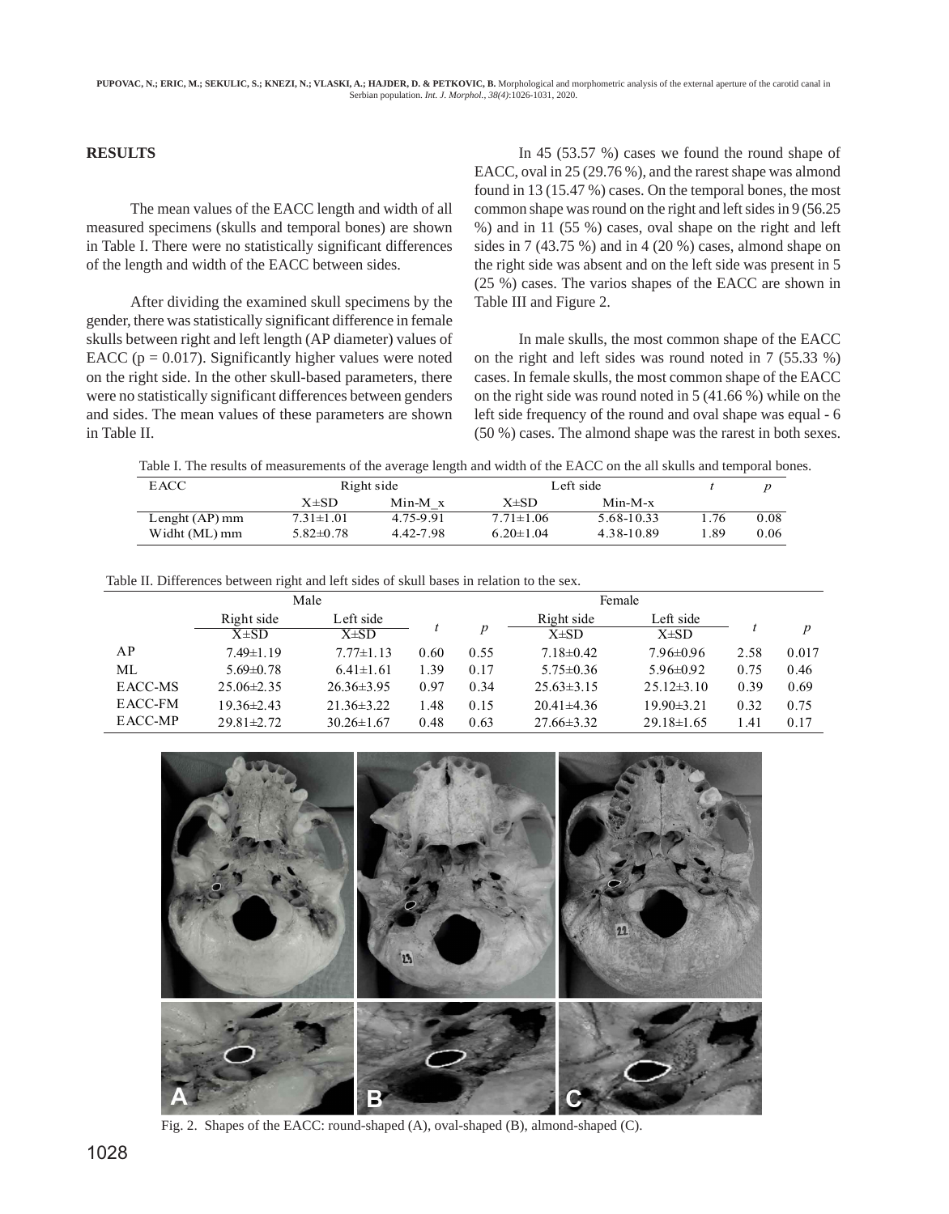## RESULTS

The mean values of the EACC length and width of all measured specimens (skulls and temporal bones) are shown in Table I. There were no statistically significant differences of the length and width of the EACC between sides.

After dividing the examined skull specimens by the gender, there was statistically significant difference in female skulls between right and left length (AP diameter) values of EACC (p = 0.017). Significantly higher values were noted on the right side. In the other skull-based parameters, there were no statistically significant differences between genders and sides. The mean values of these parameters are shown in Table II.

In 45 (53.57 %) cases we found the round shape of EACC, oval in 25 (29.76 %), and the rarest shape was almond found in 13 (15.47 %) cases. On the temporal bones, the most common shape was round on the right and left sides in 9 (56.25 %) and in 11 (55 %) cases, oval shape on the right and left sides in 7 (43.75 %) and in 4 (20 %) cases, almond shape on the right side was absent and on the left side was present in 5 (25 %) cases. The varios shapes of the EACC are shown in Table III and Figure 2.

In male skulls, the most common shape of the EACC on the right and left sides was round noted in 7 (55.33 %) cases. In female skulls, the most common shape of the EACC on the right side was round noted in 5 (41.66 %) while on the left side frequency of the round and oval shape was equal - 6 (50 %) cases. The almond shape was the rarest in both sexes.

Table I. The results of measurements of the average length and width of the EACC on the all skulls and temporal bones.

| EACC | Right side | | Left side | | *t* | *p* |
|---|---|---|---|---|---|---|
| | X±SD | Min-M_x | X±SD | Min-M-x | | |
| Lenght (AP) mm | 7.31±1.01 | 4.75-9.91 | 7.71±1.06 | 5.68-10.33 | 1.76 | 0.08 |
| Widht (ML) mm | 5.82±0.78 | 4.42-7.98 | 6.20±1.04 | 4.38-10.89 | 1.89 | 0.06 |

Table II. Differences between right and left sides of skull bases in relation to the sex.

| | Male | | | | Female | | | |
|---|---|---|---|---|---|---|---|---|
| | Right side X±SD | Left side X±SD | *t* | *p* | Right side X±SD | Left side X±SD | *t* | *p* |
| AP | 7.49±1.19 | 7.77±1.13 | 0.60 | 0.55 | 7.18±0.42 | 7.96±0.96 | 2.58 | 0.017 |
| ML | 5.69±0.78 | 6.41±1.61 | 1.39 | 0.17 | 5.75±0.36 | 5.96±0.92 | 0.75 | 0.46 |
| EACC-MS | 25.06±2.35 | 26.36±3.95 | 0.97 | 0.34 | 25.63±3.15 | 25.12±3.10 | 0.39 | 0.69 |
| EACC-FM | 19.36±2.43 | 21.36±3.22 | 1.48 | 0.15 | 20.41±4.36 | 19.90±3.21 | 0.32 | 0.75 |
| EACC-MP | 29.81±2.72 | 30.26±1.67 | 0.48 | 0.63 | 27.66±3.32 | 29.18±1.65 | 1.41 | 0.17 |

Fig. 2. Shapes of the EACC: round-shaped (A), oval-shaped (B), almond-shaped (C).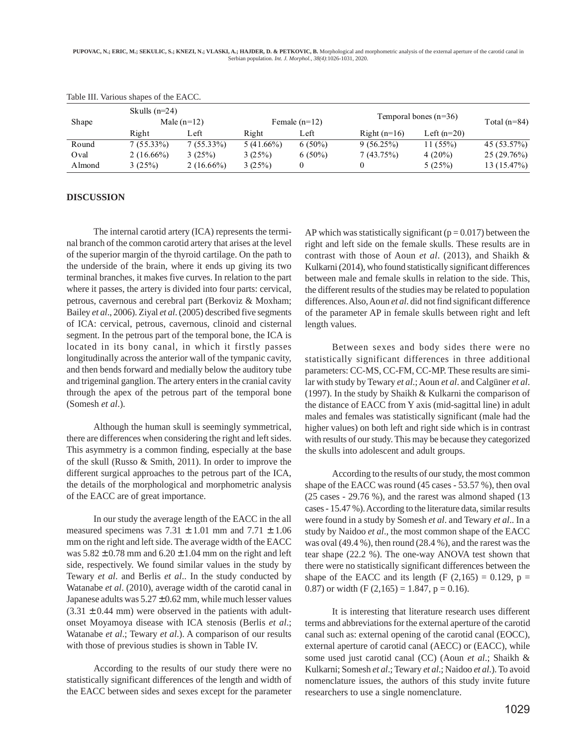Table III. Various shapes of the EACC.

| Shape | Skulls (n=24) | | | | Temporal bones (n=36) | | Total (n=84) |
|---|---|---|---|---|---|---|---|
| | Male (n=12) | | Female (n=12) | | | | |
| | Right | Left | Right | Left | Right (n=16) | Left (n=20) | |
| Round | 7 (55.33%) | 7 (55.33%) | 5 (41.66%) | 6 (50%) | 9 (56.25%) | 11 (55%) | 45 (53.57%) |
| Oval | 2 (16.66%) | 3 (25%) | 3 (25%) | 6 (50%) | 7 (43.75%) | 4 (20%) | 25 (29.76%) |
| Almond | 3 (25%) | 2 (16.66%) | 3 (25%) | 0 | 0 | 5 (25%) | 13 (15.47%) |

## DISCUSSION

The internal carotid artery (ICA) represents the terminal branch of the common carotid artery that arises at the level of the superior margin of the thyroid cartilage. On the path to the underside of the brain, where it ends up giving its two terminal branches, it makes five curves. In relation to the part where it passes, the artery is divided into four parts: cervical, petrous, cavernous and cerebral part (Berkoviz & Moxham; Bailey *et al*., 2006). Ziyal *et al*. (2005) described five segments of ICA: cervical, petrous, cavernous, clinoid and cisternal segment. In the petrous part of the temporal bone, the ICA is located in its bony canal, in which it firstly passes longitudinally across the anterior wall of the tympanic cavity, and then bends forward and medially below the auditory tube and trigeminal ganglion. The artery enters in the cranial cavity through the apex of the petrous part of the temporal bone (Somesh *et al*.).

Although the human skull is seemingly symmetrical, there are differences when considering the right and left sides. This asymmetry is a common finding, especially at the base of the skull (Russo & Smith, 2011). In order to improve the different surgical approaches to the petrous part of the ICA, the details of the morphological and morphometric analysis of the EACC are of great importance.

In our study the average length of the EACC in the all measured specimens was $7.31 \pm 1.01$ mm and $7.71 \pm 1.06$ mm on the right and left side. The average width of the EACC was $5.82 \pm 0.78$ mm and $6.20 \pm 1.04$ mm on the right and left side, respectively. We found similar values in the study by Tewary *et al*. and Berlis *et al*.. In the study conducted by Watanabe *et al*. (2010), average width of the carotid canal in Japanese adults was $5.27 \pm 0.62$ mm, while much lesser values ($3.31 \pm 0.44$ mm) were observed in the patients with adult-onset Moyamoya disease with ICA stenosis (Berlis *et al*.; Watanabe *et al*.; Tewary *et al*.). A comparison of our results with those of previous studies is shown in Table IV.

According to the results of our study there were no statistically significant differences of the length and width of the EACC between sides and sexes except for the parameter AP which was statistically significant ($p = 0.017$) between the right and left side on the female skulls. These results are in contrast with those of Aoun *et al*. (2013), and Shaikh & Kulkarni (2014), who found statistically significant differences between male and female skulls in relation to the side. This, the different results of the studies may be related to population differences. Also, Aoun *et al*. did not find significant difference of the parameter AP in female skulls between right and left length values.

Between sexes and body sides there were no statistically significant differences in three additional parameters: CC-MS, CC-FM, CC-MP. These results are similar with study by Tewary *et al*.; Aoun *et al*. and Calgüner *et al*. (1997). In the study by Shaikh & Kulkarni the comparison of the distance of EACC from Y axis (mid-sagittal line) in adult males and females was statistically significant (male had the higher values) on both left and right side which is in contrast with results of our study. This may be because they categorized the skulls into adolescent and adult groups.

According to the results of our study, the most common shape of the EACC was round (45 cases - 53.57 %), then oval (25 cases - 29.76 %), and the rarest was almond shaped (13 cases - 15.47 %). According to the literature data, similar results were found in a study by Somesh *et al*. and Tewary *et al*.. In a study by Naidoo *et al*., the most common shape of the EACC was oval (49.4 %), then round (28.4 %), and the rarest was the tear shape (22.2 %). The one-way ANOVA test shown that there were no statistically significant differences between the shape of the EACC and its length ($F(2,165) = 0.129$, $p = 0.87$) or width ($F(2,165) = 1.847$, $p = 0.16$).

It is interesting that literature research uses different terms and abbreviations for the external aperture of the carotid canal such as: external opening of the carotid canal (EOCC), external aperture of carotid canal (AECC) or (EACC), while some used just carotid canal (CC) (Aoun *et al*.; Shaikh & Kulkarni; Somesh *et al*.; Tewary *et al*.; Naidoo *et al*.). To avoid nomenclature issues, the authors of this study invite future researchers to use a single nomenclature.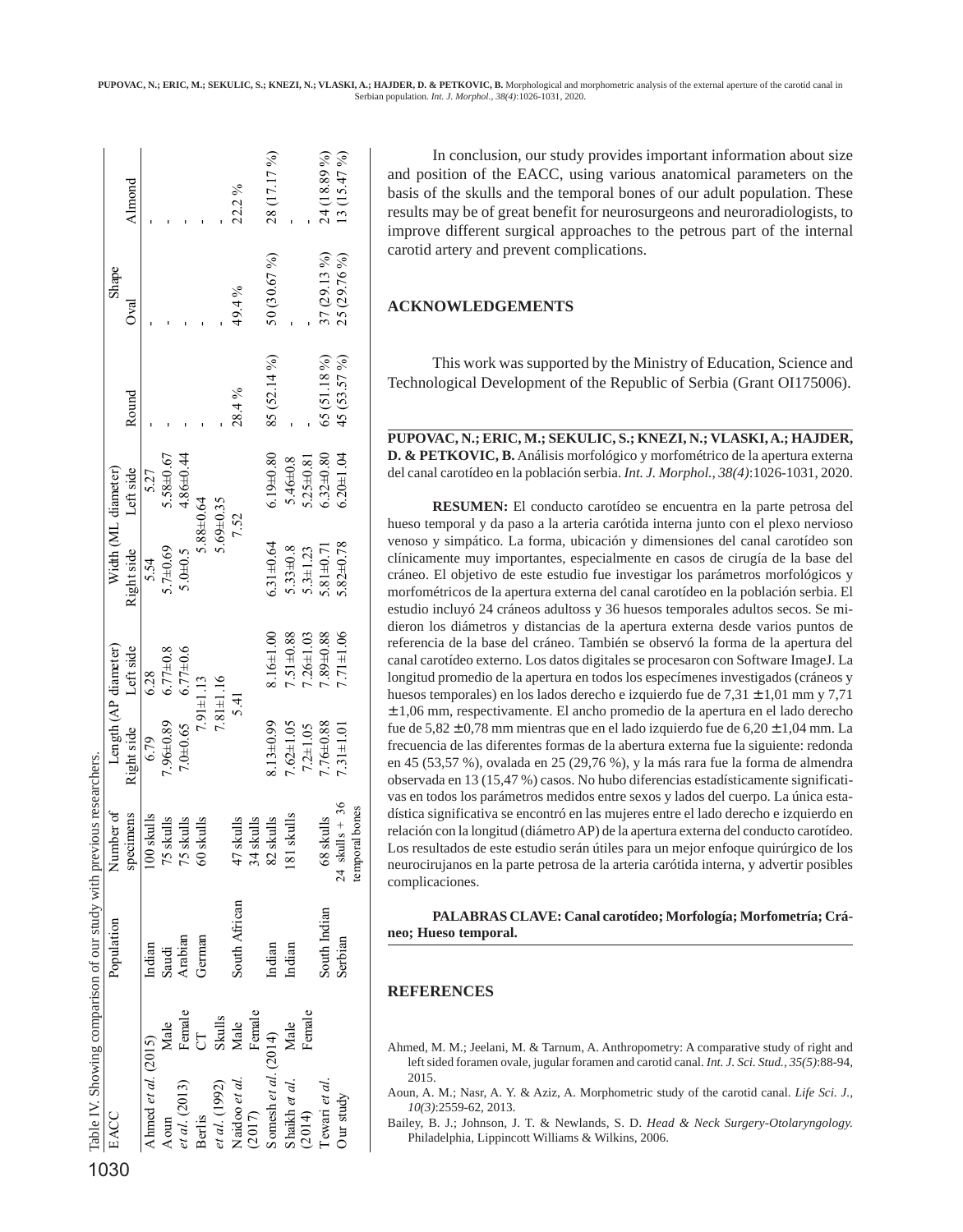Table IV. Showing comparison of our study with previous researchers.

| EACC | | Population | Number of specimens | Length (AP diameter) | | Width (ML diameter) | | Shape | | |
|---|---|---|---|---|---|---|---|---|---|---|
| | | | | Right side | Left side | Right side | Left side | Round | Oval | Almond |
| Ahmed *et al.* (2015) | | Indian | 100 skulls | 6.79 | 6.28 | 5.54 | 5.27 | - | - | - |
| Aoun | Male | Saudi | 75 skulls | 7.96±0.89 | 6.77±0.8 | 5.7±0.69 | 5.58±0.67 | - | - | - |
| *et al.* (2013) | Female | Arabian | 75 skulls | 7.0±0.65 | 6.77±0.6 | 5.0±0.5 | 4.86±0.44 | - | - | - |
| Berlis | CT | German | 60 skulls | 7.91±1.13 | | 5.88±0.64 | | - | - | - |
| *et al.* (1992) | Skulls | | | 7.81±1.16 | | 5.69±0.35 | | - | - | - |
| Naidoo *et al.* | Male | South African | 47 skulls | 5.41 | | 7.52 | | 28.4 % | 49.4 % | 22.2 % |
| (2017) | Female | | 34 skulls | | | | | | | |
| Somesh *et al.* (2014) | | Indian | 82 skulls | 8.13±0.99 | 8.16±1.00 | 6.31±0.64 | 6.19±0.80 | 85 (52.14 %) | 50 (30.67 %) | 28 (17.17 %) |
| Shaikh *et al.* | Male | Indian | 181 skulls | 7.62±1.05 | 7.51±0.88 | 5.33±0.8 | 5.46±0.8 | - | - | - |
| (2014) | Female | | | 7.2±1.05 | 7.26±1.03 | 5.3±1.23 | 5.25±0.81 | - | - | - |
| Tewari *et al.* | | South Indian | 68 skulls | 7.76±0.88 | 7.89±0.88 | 5.81±0.71 | 6.32±0.80 | 65 (51.18 %) | 37 (29.13 %) | 24 (18.89 %) |
| Our study | | Serbian | 24 skulls + 36 temporal bones | 7.31±1.01 | 7.71±1.06 | 5.82±0.78 | 6.20±1.04 | 45 (53.57 %) | 25 (29.76 %) | 13 (15.47 %) |

In conclusion, our study provides important information about size and position of the EACC, using various anatomical parameters on the basis of the skulls and the temporal bones of our adult population. These results may be of great benefit for neurosurgeons and neuroradiologists, to improve different surgical approaches to the petrous part of the internal carotid artery and prevent complications.

## ACKNOWLEDGEMENTS

This work was supported by the Ministry of Education, Science and Technological Development of the Republic of Serbia (Grant OI175006).

**PUPOVAC, N.; ERIC, M.; SEKULIC, S.; KNEZI, N.; VLASKI, A.; HAJDER, D. & PETKOVIC, B.** Análisis morfológico y morfométrico de la apertura externa del canal carotídeo en la población serbia. *Int. J. Morphol., 38(4)*:1026-1031, 2020.

**RESUMEN:** El conducto carotídeo se encuentra en la parte petrosa del hueso temporal y da paso a la arteria carótida interna junto con el plexo nervioso venoso y simpático. La forma, ubicación y dimensiones del canal carotídeo son clínicamente muy importantes, especialmente en casos de cirugía de la base del cráneo. El objetivo de este estudio fue investigar los parámetros morfológicos y morfométricos de la apertura externa del canal carotídeo en la población serbia. El estudio incluyó 24 cráneos adultoss y 36 huesos temporales adultos secos. Se midieron los diámetros y distancias de la apertura externa desde varios puntos de referencia de la base del cráneo. También se observó la forma de la apertura del canal carotídeo externo. Los datos digitales se procesaron con Software ImageJ. La longitud promedio de la apertura en todos los especímenes investigados (cráneos y huesos temporales) en los lados derecho e izquierdo fue de 7,31 ± 1,01 mm y 7,71 ± 1,06 mm, respectivamente. El ancho promedio de la apertura en el lado derecho fue de 5,82 ± 0,78 mm mientras que en el lado izquierdo fue de 6,20 ± 1,04 mm. La frecuencia de las diferentes formas de la abertura externa fue la siguiente: redonda en 45 (53,57 %), ovalada en 25 (29,76 %), y la más rara fue la forma de almendra observada en 13 (15,47 %) casos. No hubo diferencias estadísticamente significativas en todos los parámetros medidos entre sexos y lados del cuerpo. La única estadística significativa se encontró en las mujeres entre el lado derecho e izquierdo en relación con la longitud (diámetro AP) de la apertura externa del conducto carotídeo. Los resultados de este estudio serán útiles para un mejor enfoque quirúrgico de los neurocirujanos en la parte petrosa de la arteria carótida interna, y advertir posibles complicaciones.

**PALABRAS CLAVE: Canal carotídeo; Morfología; Morfometría; Cráneo; Hueso temporal.**

## REFERENCES

Ahmed, M. M.; Jeelani, M. & Tarnum, A. Anthropometry: A comparative study of right and left sided foramen ovale, jugular foramen and carotid canal. *Int. J. Sci. Stud., 35(5)*:88-94, 2015.

Aoun, A. M.; Nasr, A. Y. & Aziz, A. Morphometric study of the carotid canal. *Life Sci. J., 10(3)*:2559-62, 2013.

Bailey, B. J.; Johnson, J. T. & Newlands, S. D. *Head & Neck Surgery-Otolaryngology.* Philadelphia, Lippincott Williams & Wilkins, 2006.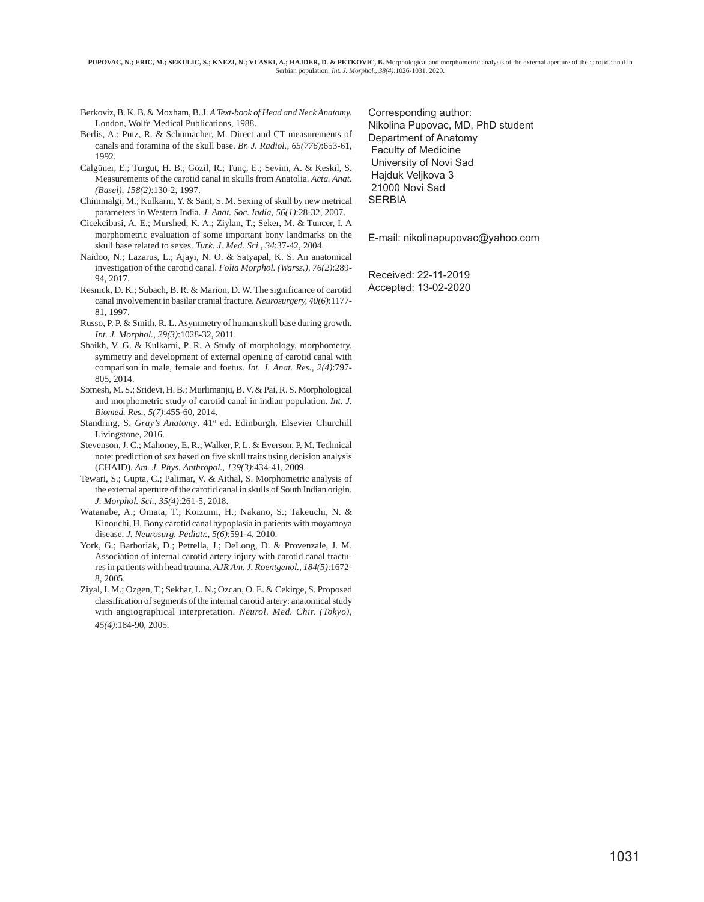Berkoviz, B. K. B. & Moxham, B. J. *A Text-book of Head and Neck Anatomy.* London, Wolfe Medical Publications, 1988.

Berlis, A.; Putz, R. & Schumacher, M. Direct and CT measurements of canals and foramina of the skull base. *Br. J. Radiol., 65(776)*:653-61, 1992.

Calgüner, E.; Turgut, H. B.; Gözil, R.; Tunç, E.; Sevim, A. & Keskil, S. Measurements of the carotid canal in skulls from Anatolia. *Acta. Anat. (Basel), 158(2)*:130-2, 1997.

Chimmalgi, M.; Kulkarni, Y. & Sant, S. M. Sexing of skull by new metrical parameters in Western India. *J. Anat. Soc. India, 56(1)*:28-32, 2007.

Cicekcibasi, A. E.; Murshed, K. A.; Ziylan, T.; Seker, M. & Tuncer, I. A morphometric evaluation of some important bony landmarks on the skull base related to sexes. *Turk. J. Med. Sci., 34*:37-42, 2004.

Naidoo, N.; Lazarus, L.; Ajayi, N. O. & Satyapal, K. S. An anatomical investigation of the carotid canal. *Folia Morphol. (Warsz.), 76(2)*:289-94, 2017.

Resnick, D. K.; Subach, B. R. & Marion, D. W. The significance of carotid canal involvement in basilar cranial fracture. *Neurosurgery, 40(6)*:1177-81, 1997.

Russo, P. P. & Smith, R. L. Asymmetry of human skull base during growth. *Int. J. Morphol., 29(3)*:1028-32, 2011.

Shaikh, V. G. & Kulkarni, P. R. A Study of morphology, morphometry, symmetry and development of external opening of carotid canal with comparison in male, female and foetus. *Int. J. Anat. Res., 2(4)*:797-805, 2014.

Somesh, M. S.; Sridevi, H. B.; Murlimanju, B. V. & Pai, R. S. Morphological and morphometric study of carotid canal in indian population. *Int. J. Biomed. Res., 5(7)*:455-60, 2014.

Standring, S. *Gray's Anatomy*. 41st ed. Edinburgh, Elsevier Churchill Livingstone, 2016.

Stevenson, J. C.; Mahoney, E. R.; Walker, P. L. & Everson, P. M. Technical note: prediction of sex based on five skull traits using decision analysis (CHAID). *Am. J. Phys. Anthropol., 139(3)*:434-41, 2009.

Tewari, S.; Gupta, C.; Palimar, V. & Aithal, S. Morphometric analysis of the external aperture of the carotid canal in skulls of South Indian origin. *J. Morphol. Sci., 35(4)*:261-5, 2018.

Watanabe, A.; Omata, T.; Koizumi, H.; Nakano, S.; Takeuchi, N. & Kinouchi, H. Bony carotid canal hypoplasia in patients with moyamoya disease. *J. Neurosurg. Pediatr., 5(6)*:591-4, 2010.

York, G.; Barboriak, D.; Petrella, J.; DeLong, D. & Provenzale, J. M. Association of internal carotid artery injury with carotid canal fractures in patients with head trauma. *AJR Am. J. Roentgenol., 184(5)*:1672-8, 2005.

Ziyal, I. M.; Ozgen, T.; Sekhar, L. N.; Ozcan, O. E. & Cekirge, S. Proposed classification of segments of the internal carotid artery: anatomical study with angiographical interpretation. *Neurol. Med. Chir. (Tokyo), 45(4)*:184-90, 2005.

Corresponding author:
Nikolina Pupovac, MD, PhD student
Department of Anatomy
Faculty of Medicine
University of Novi Sad
Hajduk Veljkova 3
21000 Novi Sad
SERBIA

E-mail: nikolinapupovac@yahoo.com

Received: 22-11-2019
Accepted: 13-02-2020